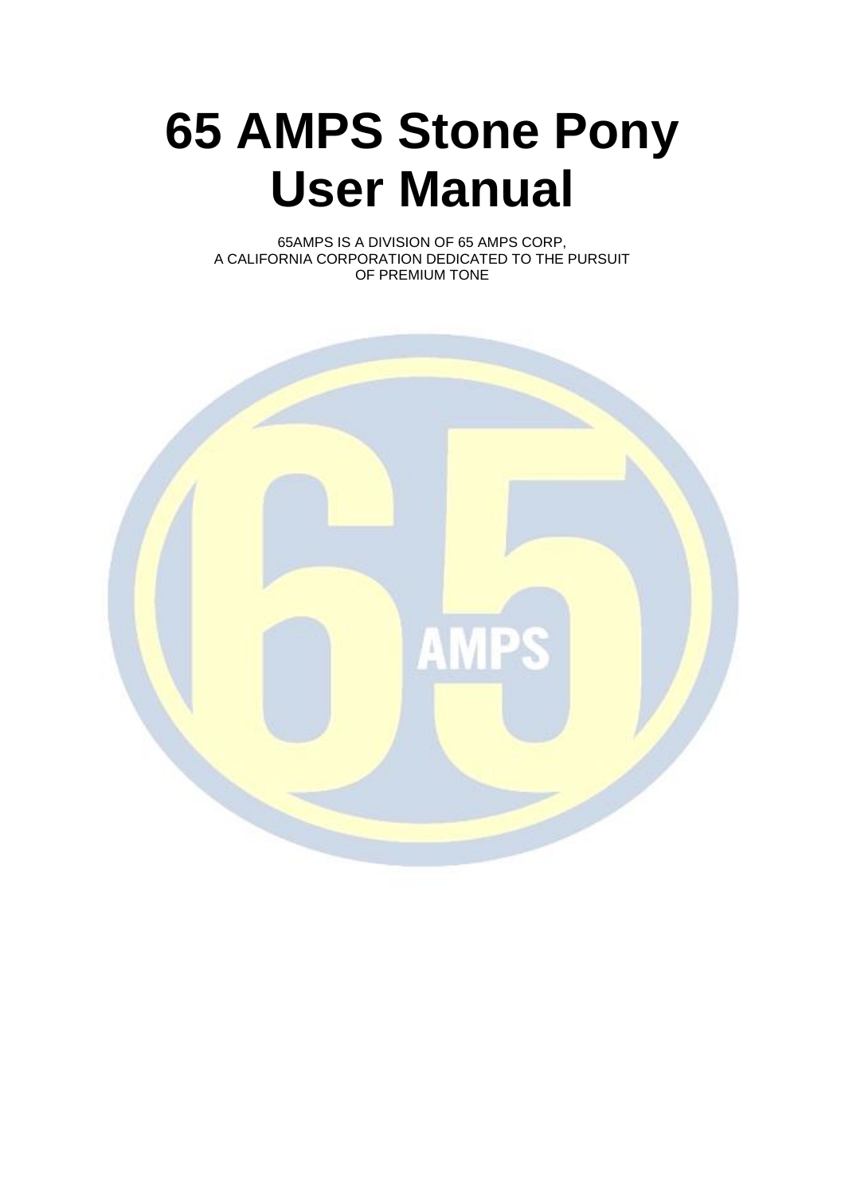# 65 AMPS Stone Pony User Manual

65AMPS IS A DIVISION OF 65 AMPS CORP,
A CALIFORNIA CORPORATION DEDICATED TO THE PURSUIT
OF PREMIUM TONE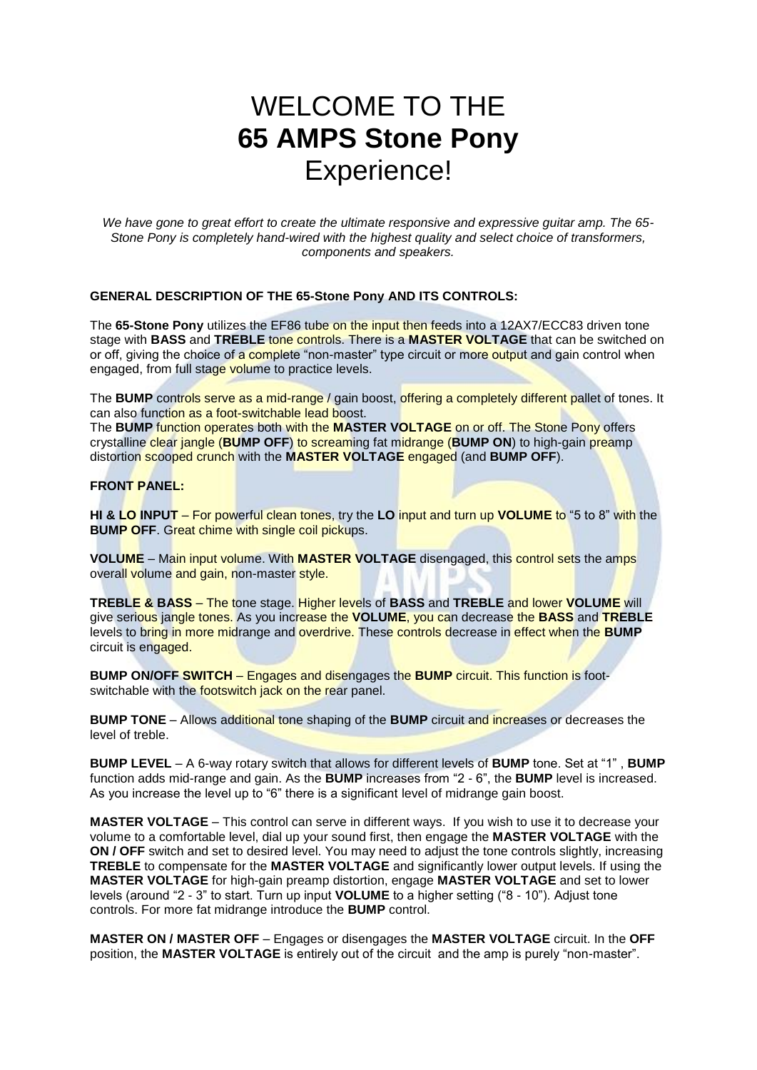# WELCOME TO THE **65 AMPS Stone Pony** Experience!

*We have gone to great effort to create the ultimate responsive and expressive guitar amp. The 65-Stone Pony is completely hand-wired with the highest quality and select choice of transformers, components and speakers.*

**GENERAL DESCRIPTION OF THE 65-Stone Pony AND ITS CONTROLS:**

The **65-Stone Pony** utilizes the EF86 tube on the input then feeds into a 12AX7/ECC83 driven tone stage with **BASS** and **TREBLE** tone controls. There is a **MASTER VOLTAGE** that can be switched on or off, giving the choice of a complete "non-master" type circuit or more output and gain control when engaged, from full stage volume to practice levels.

The **BUMP** controls serve as a mid-range / gain boost, offering a completely different pallet of tones. It can also function as a foot-switchable lead boost.
The **BUMP** function operates both with the **MASTER VOLTAGE** on or off. The Stone Pony offers crystalline clear jangle (**BUMP OFF**) to screaming fat midrange (**BUMP ON**) to high-gain preamp distortion scooped crunch with the **MASTER VOLTAGE** engaged (and **BUMP OFF**).

**FRONT PANEL:**

**HI & LO INPUT** – For powerful clean tones, try the **LO** input and turn up **VOLUME** to "5 to 8" with the **BUMP OFF**. Great chime with single coil pickups.

**VOLUME** – Main input volume. With **MASTER VOLTAGE** disengaged, this control sets the amps overall volume and gain, non-master style.

**TREBLE & BASS** – The tone stage. Higher levels of **BASS** and **TREBLE** and lower **VOLUME** will give serious jangle tones. As you increase the **VOLUME**, you can decrease the **BASS** and **TREBLE** levels to bring in more midrange and overdrive. These controls decrease in effect when the **BUMP** circuit is engaged.

**BUMP ON/OFF SWITCH** – Engages and disengages the **BUMP** circuit. This function is foot-switchable with the footswitch jack on the rear panel.

**BUMP TONE** – Allows additional tone shaping of the **BUMP** circuit and increases or decreases the level of treble.

**BUMP LEVEL** – A 6-way rotary switch that allows for different levels of **BUMP** tone. Set at "1" , **BUMP** function adds mid-range and gain. As the **BUMP** increases from "2 - 6", the **BUMP** level is increased. As you increase the level up to "6" there is a significant level of midrange gain boost.

**MASTER VOLTAGE** – This control can serve in different ways. If you wish to use it to decrease your volume to a comfortable level, dial up your sound first, then engage the **MASTER VOLTAGE** with the **ON / OFF** switch and set to desired level. You may need to adjust the tone controls slightly, increasing **TREBLE** to compensate for the **MASTER VOLTAGE** and significantly lower output levels. If using the **MASTER VOLTAGE** for high-gain preamp distortion, engage **MASTER VOLTAGE** and set to lower levels (around "2 - 3" to start. Turn up input **VOLUME** to a higher setting ("8 - 10"). Adjust tone controls. For more fat midrange introduce the **BUMP** control.

**MASTER ON / MASTER OFF** – Engages or disengages the **MASTER VOLTAGE** circuit. In the **OFF** position, the **MASTER VOLTAGE** is entirely out of the circuit and the amp is purely "non-master".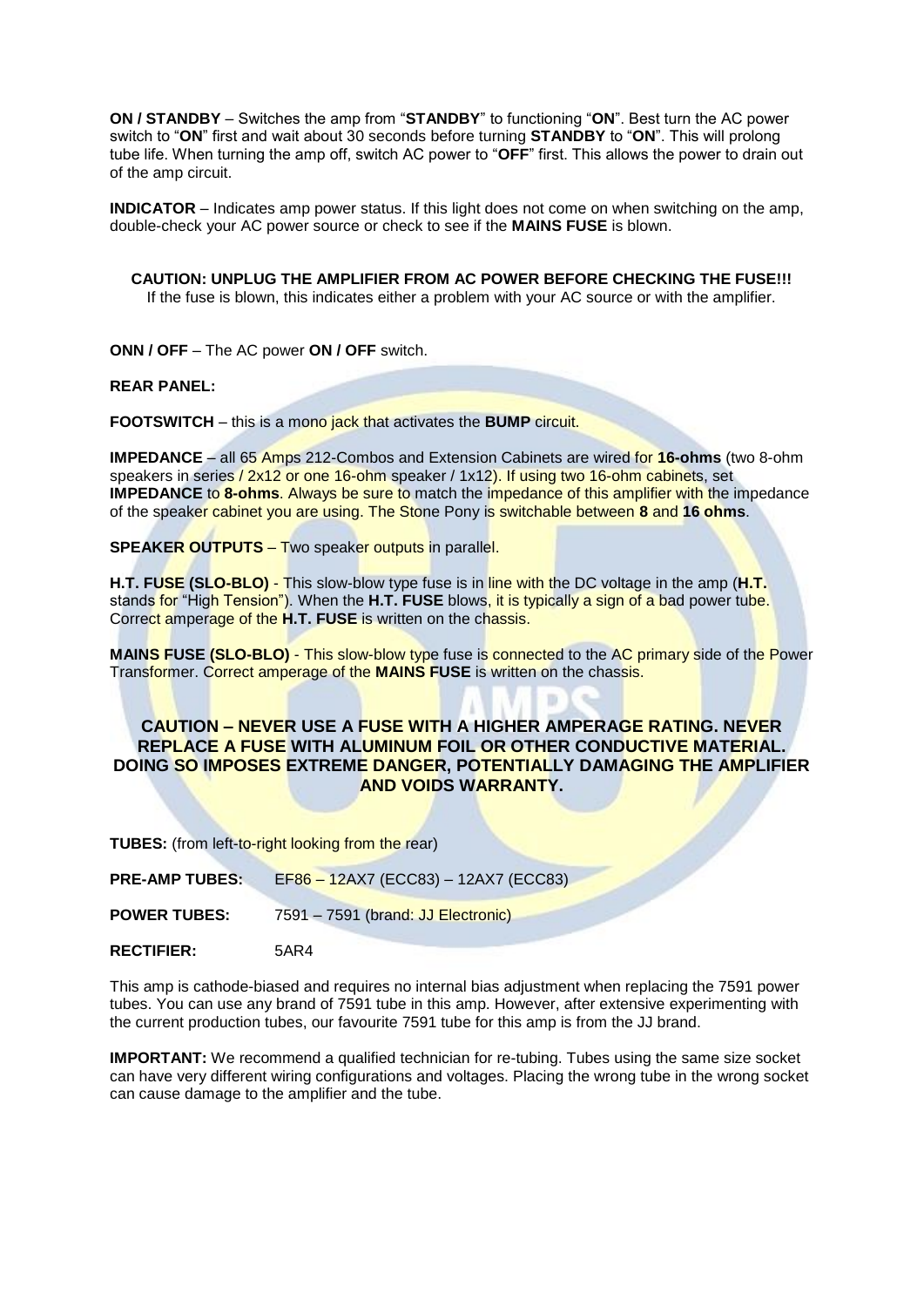**ON / STANDBY** – Switches the amp from "**STANDBY**" to functioning "**ON**". Best turn the AC power switch to "**ON**" first and wait about 30 seconds before turning **STANDBY** to "**ON**". This will prolong tube life. When turning the amp off, switch AC power to "**OFF**" first. This allows the power to drain out of the amp circuit.

**INDICATOR** – Indicates amp power status. If this light does not come on when switching on the amp, double-check your AC power source or check to see if the **MAINS FUSE** is blown.

**CAUTION: UNPLUG THE AMPLIFIER FROM AC POWER BEFORE CHECKING THE FUSE!!!**
If the fuse is blown, this indicates either a problem with your AC source or with the amplifier.

**ONN / OFF** – The AC power **ON / OFF** switch.

**REAR PANEL:**

**FOOTSWITCH** – this is a mono jack that activates the **BUMP** circuit.

**IMPEDANCE** – all 65 Amps 212-Combos and Extension Cabinets are wired for **16-ohms** (two 8-ohm speakers in series / 2x12 or one 16-ohm speaker / 1x12). If using two 16-ohm cabinets, set **IMPEDANCE** to **8-ohms**. Always be sure to match the impedance of this amplifier with the impedance of the speaker cabinet you are using. The Stone Pony is switchable between **8** and **16 ohms**.

**SPEAKER OUTPUTS** – Two speaker outputs in parallel.

**H.T. FUSE (SLO-BLO)** - This slow-blow type fuse is in line with the DC voltage in the amp (**H.T.** stands for "High Tension"). When the **H.T. FUSE** blows, it is typically a sign of a bad power tube. Correct amperage of the **H.T. FUSE** is written on the chassis.

**MAINS FUSE (SLO-BLO)** - This slow-blow type fuse is connected to the AC primary side of the Power Transformer. Correct amperage of the **MAINS FUSE** is written on the chassis.

**CAUTION – NEVER USE A FUSE WITH A HIGHER AMPERAGE RATING. NEVER REPLACE A FUSE WITH ALUMINUM FOIL OR OTHER CONDUCTIVE MATERIAL. DOING SO IMPOSES EXTREME DANGER, POTENTIALLY DAMAGING THE AMPLIFIER AND VOIDS WARRANTY.**

**TUBES:** (from left-to-right looking from the rear)

**PRE-AMP TUBES:** EF86 – 12AX7 (ECC83) – 12AX7 (ECC83)

**POWER TUBES:** 7591 – 7591 (brand: JJ Electronic)

**RECTIFIER:** 5AR4

This amp is cathode-biased and requires no internal bias adjustment when replacing the 7591 power tubes. You can use any brand of 7591 tube in this amp. However, after extensive experimenting with the current production tubes, our favourite 7591 tube for this amp is from the JJ brand.

**IMPORTANT:** We recommend a qualified technician for re-tubing. Tubes using the same size socket can have very different wiring configurations and voltages. Placing the wrong tube in the wrong socket can cause damage to the amplifier and the tube.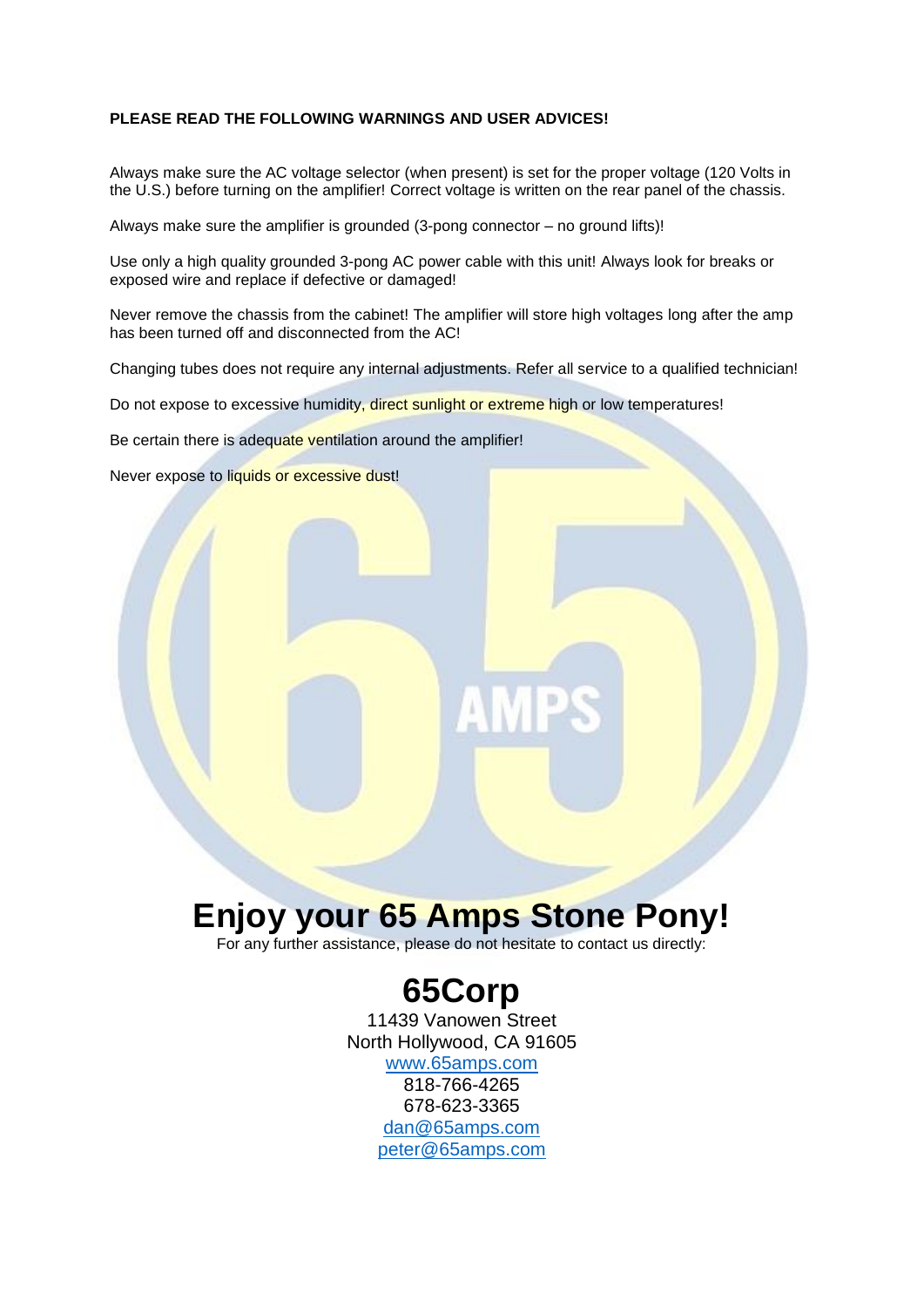**PLEASE READ THE FOLLOWING WARNINGS AND USER ADVICES!**

Always make sure the AC voltage selector (when present) is set for the proper voltage (120 Volts in the U.S.) before turning on the amplifier! Correct voltage is written on the rear panel of the chassis.

Always make sure the amplifier is grounded (3-pong connector – no ground lifts)!

Use only a high quality grounded 3-pong AC power cable with this unit! Always look for breaks or exposed wire and replace if defective or damaged!

Never remove the chassis from the cabinet! The amplifier will store high voltages long after the amp has been turned off and disconnected from the AC!

Changing tubes does not require any internal adjustments. Refer all service to a qualified technician!

Do not expose to excessive humidity, direct sunlight or extreme high or low temperatures!

Be certain there is adequate ventilation around the amplifier!

Never expose to liquids or excessive dust!

# Enjoy your 65 Amps Stone Pony!

For any further assistance, please do not hesitate to contact us directly:

## 65Corp

11439 Vanowen Street
North Hollywood, CA 91605
www.65amps.com
818-766-4265
678-623-3365
dan@65amps.com
peter@65amps.com